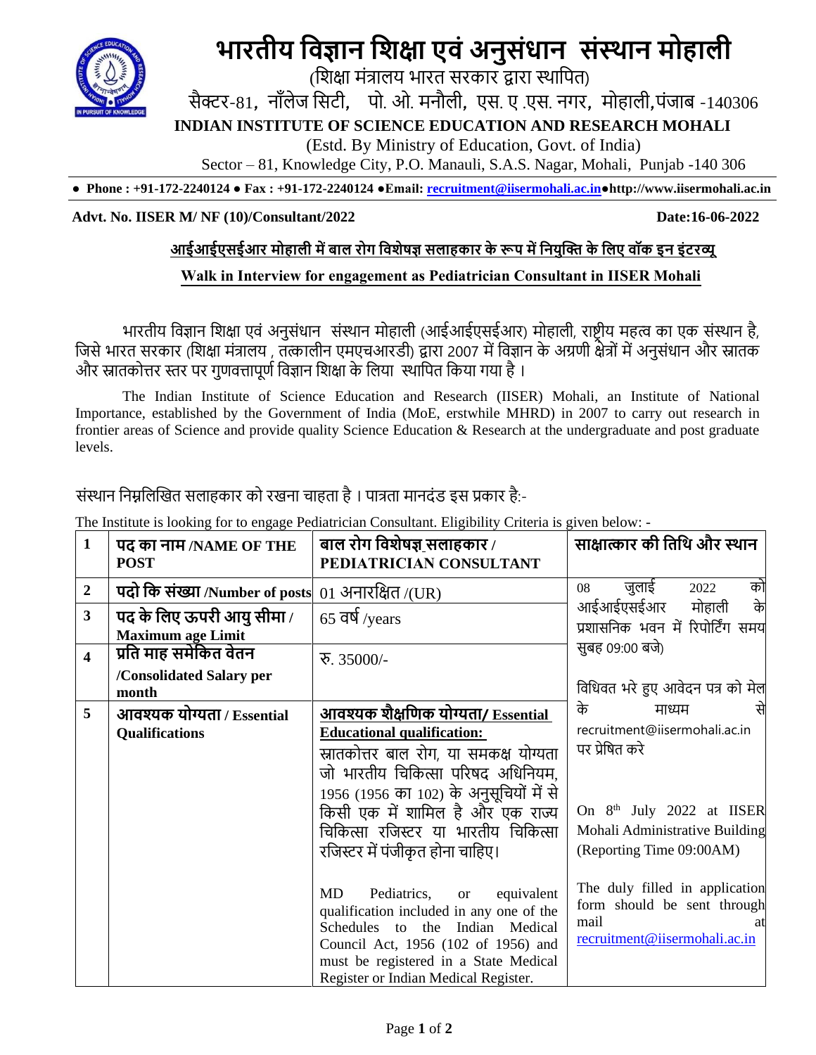# भारतीय विज्ञान शिक्षा एवं अनुसंधान संस्थान मोहाली

(शिक्षा मंत्रालय भारत सरकार द्वारा स्थापित)

सैक्टर-81, नॉलेज सिटी, पो. ओ. मनौली, एस. ए .एस. नगर, मोहाली,पंजाब -140306

**INDIAN INSTITUTE OF SCIENCE EDUCATION AND RESEARCH MOHALI**

(Estd. By Ministry of Education, Govt. of India)

Sector – 81, Knowledge City, P.O. Manauli, S.A.S. Nagar, Mohali, Punjab -140 306

**● Phone : +91-172-2240124 ● Fax : +91-172-2240124 ●Email: recruitment@iisermohali.ac.in●http://www.iisermohali.ac.in**

**Advt. No. IISER M/ NF (10)/Consultant/2022** **Date:16-06-2022**

**आईआईएसईआर मोहाली में बाल रोग विशेषज्ञ सलाहकार के रूप में नियुक्ति के लिए वॉक इन इंटरव्यू**

**Walk in Interview for engagement as Pediatrician Consultant in IISER Mohali**

भारतीय विज्ञान शिक्षा एवं अनुसंधान संस्थान मोहाली (आईआईएसईआर) मोहाली, राष्ट्रीय महत्व का एक संस्थान है, जिसे भारत सरकार (शिक्षा मंत्रालय , तत्कालीन एमएचआरडी) द्वारा 2007 में विज्ञान के अग्रणी क्षेत्रों में अनुसंधान और स्नातक और स्नातकोत्तर स्तर पर गुणवत्तापूर्ण विज्ञान शिक्षा के लिया स्थापित किया गया है ।

The Indian Institute of Science Education and Research (IISER) Mohali, an Institute of National Importance, established by the Government of India (MoE, erstwhile MHRD) in 2007 to carry out research in frontier areas of Science and provide quality Science Education & Research at the undergraduate and post graduate levels.

संस्थान निम्नलिखित सलाहकार को रखना चाहता है । पात्रता मानदंड इस प्रकार है:-

The Institute is looking for to engage Pediatrician Consultant. Eligibility Criteria is given below: -

| 1 | **पद का नाम /NAME OF THE POST** | **बाल रोग विशेषज्ञ सलाहकार / PEDIATRICIAN CONSULTANT** | **साक्षात्कार की तिथि और स्थान** |
|---|---|---|---|
| 2 | **पदो कि संख्या /Number of posts** | 01 अनारक्षित /(UR) | 08 जुलाई 2022 को आईआईएसईआर मोहाली के प्रशासनिक भवन में रिपोर्टिंग समय सुबह 09:00 बजे)<br><br>विधिवत भरे हुए आवेदन पत्र को मेल के माध्यम से recruitment@iisermohali.ac.in पर प्रेषित करे<br><br>On 8th July 2022 at IISER Mohali Administrative Building (Reporting Time 09:00AM)<br><br>The duly filled in application form should be sent through mail at recruitment@iisermohali.ac.in |
| 3 | **पद के लिए ऊपरी आयु सीमा / Maximum age Limit** | 65 वर्ष /years | |
| 4 | **प्रति माह समेकित वेतन /Consolidated Salary per month** | रु. 35000/- | |
| 5 | **आवश्यक योग्यता / Essential Qualifications** | **आवश्यक शैक्षणिक योग्यता/ Essential Educational qualification:**<br>स्नातकोत्तर बाल रोग, या समकक्ष योग्यता जो भारतीय चिकित्सा परिषद अधिनियम, 1956 (1956 का 102) के अनुसूचियों में से किसी एक में शामिल है और एक राज्य चिकित्सा रजिस्टर या भारतीय चिकित्सा रजिस्टर में पंजीकृत होना चाहिए।<br><br>MD Pediatrics, or equivalent qualification included in any one of the Schedules to the Indian Medical Council Act, 1956 (102 of 1956) and must be registered in a State Medical Register or Indian Medical Register. | |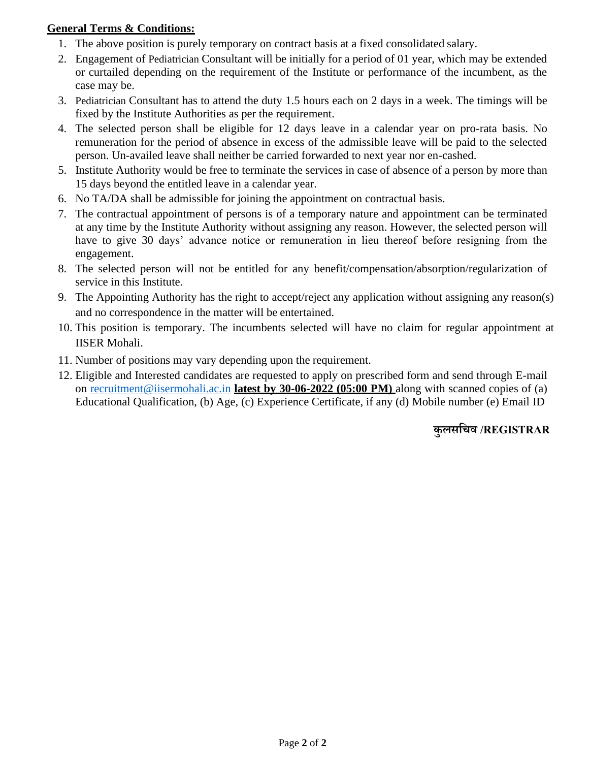**General Terms & Conditions:**

1. The above position is purely temporary on contract basis at a fixed consolidated salary.
2. Engagement of Pediatrician Consultant will be initially for a period of 01 year, which may be extended or curtailed depending on the requirement of the Institute or performance of the incumbent, as the case may be.
3. Pediatrician Consultant has to attend the duty 1.5 hours each on 2 days in a week. The timings will be fixed by the Institute Authorities as per the requirement.
4. The selected person shall be eligible for 12 days leave in a calendar year on pro-rata basis. No remuneration for the period of absence in excess of the admissible leave will be paid to the selected person. Un-availed leave shall neither be carried forwarded to next year nor en-cashed.
5. Institute Authority would be free to terminate the services in case of absence of a person by more than 15 days beyond the entitled leave in a calendar year.
6. No TA/DA shall be admissible for joining the appointment on contractual basis.
7. The contractual appointment of persons is of a temporary nature and appointment can be terminated at any time by the Institute Authority without assigning any reason. However, the selected person will have to give 30 days' advance notice or remuneration in lieu thereof before resigning from the engagement.
8. The selected person will not be entitled for any benefit/compensation/absorption/regularization of service in this Institute.
9. The Appointing Authority has the right to accept/reject any application without assigning any reason(s) and no correspondence in the matter will be entertained.
10. This position is temporary. The incumbents selected will have no claim for regular appointment at IISER Mohali.
11. Number of positions may vary depending upon the requirement.
12. Eligible and Interested candidates are requested to apply on prescribed form and send through E-mail on recruitment@iisermohali.ac.in **latest by 30-06-2022 (05:00 PM)** along with scanned copies of (a) Educational Qualification, (b) Age, (c) Experience Certificate, if any (d) Mobile number (e) Email ID

**कुलसचिव /REGISTRAR**